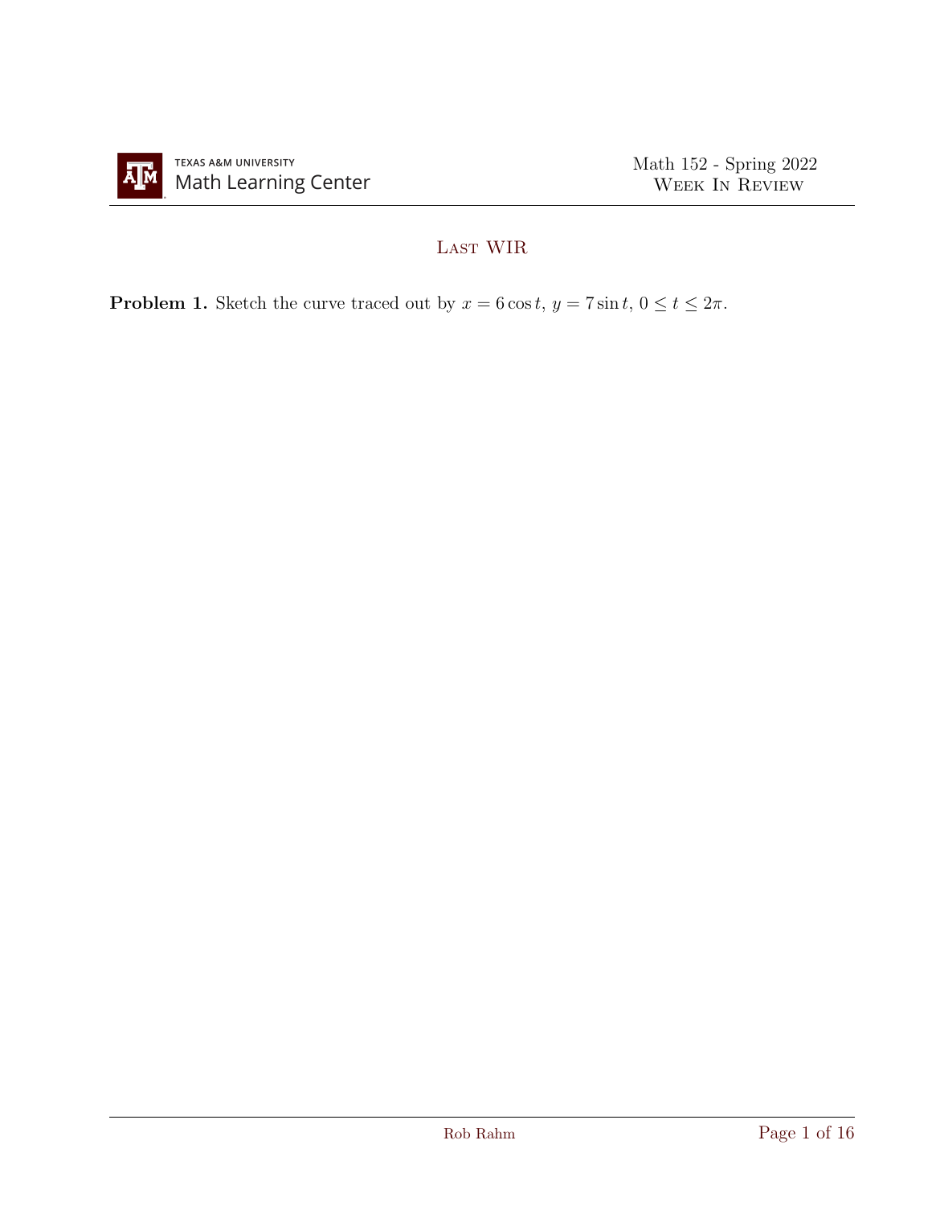# Last WIR

**Problem 1.** Sketch the curve traced out by $x = 6\cos t$, $y = 7\sin t$, $0 \le t \le 2\pi$.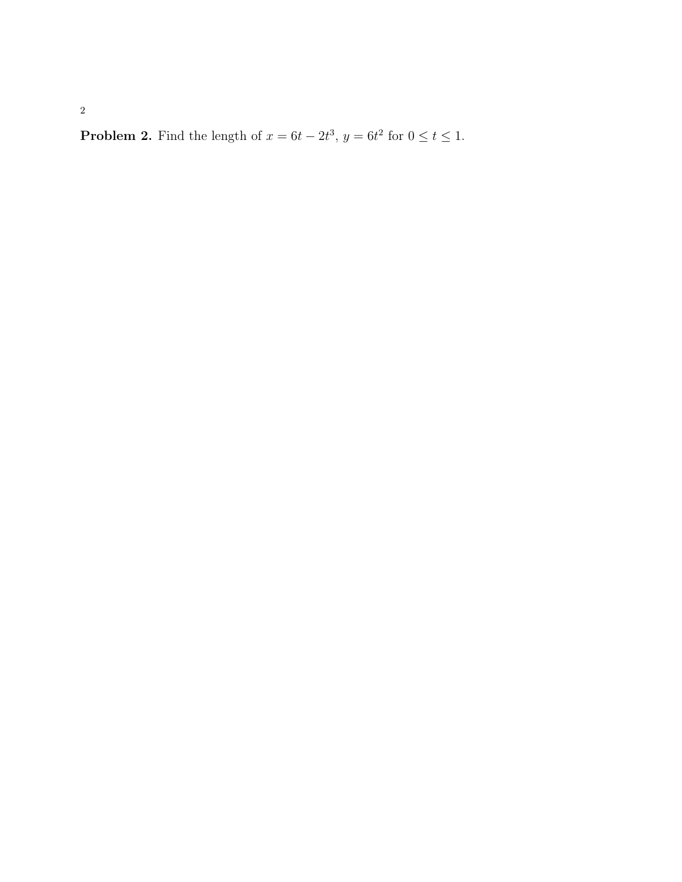**Problem 2.** Find the length of $x = 6t - 2t^3$, $y = 6t^2$ for $0 \leq t \leq 1$.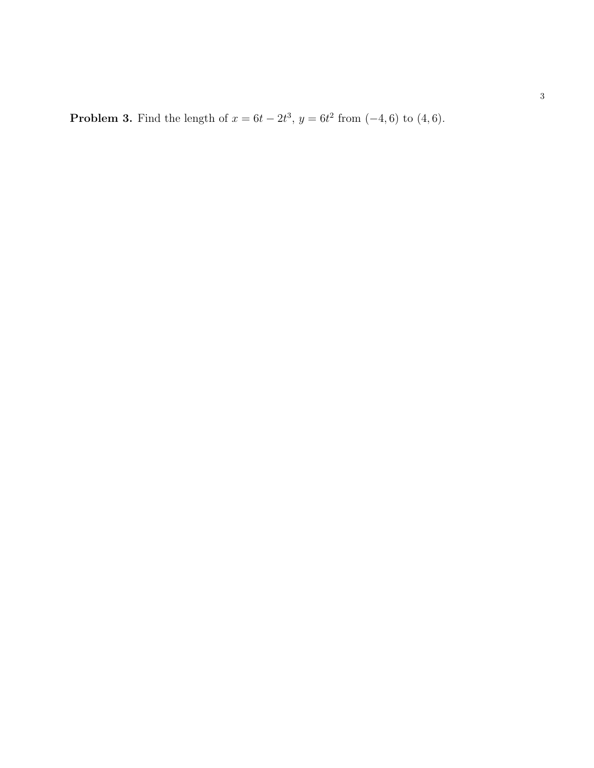**Problem 3.** Find the length of $x = 6t - 2t^3$, $y = 6t^2$ from $(-4, 6)$ to $(4, 6)$.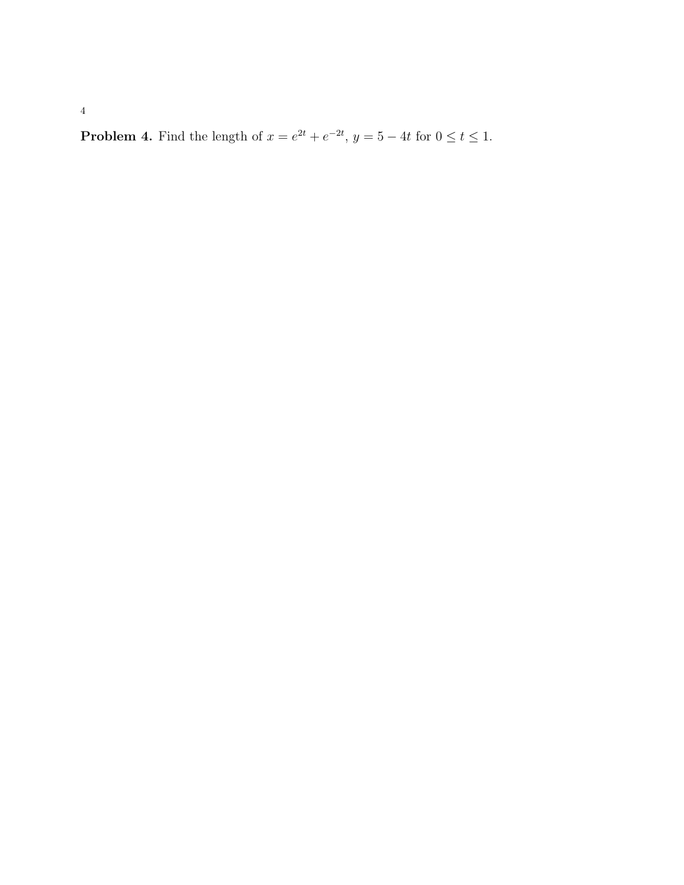**Problem 4.** Find the length of $x = e^{2t} + e^{-2t}$, $y = 5 - 4t$ for $0 \le t \le 1$.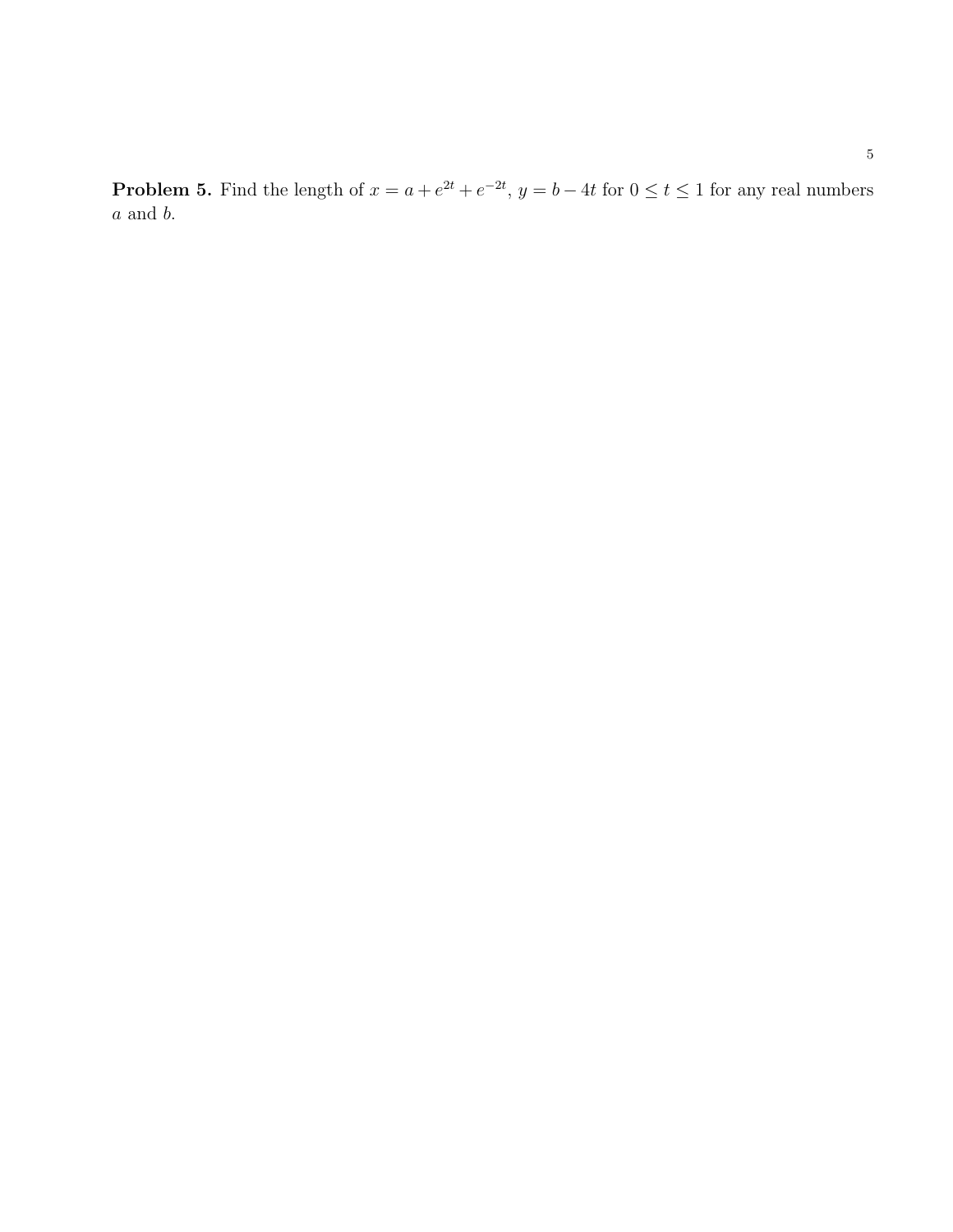**Problem 5.** Find the length of $x = a + e^{2t} + e^{-2t}$, $y = b - 4t$ for $0 \leq t \leq 1$ for any real numbers $a$ and $b$.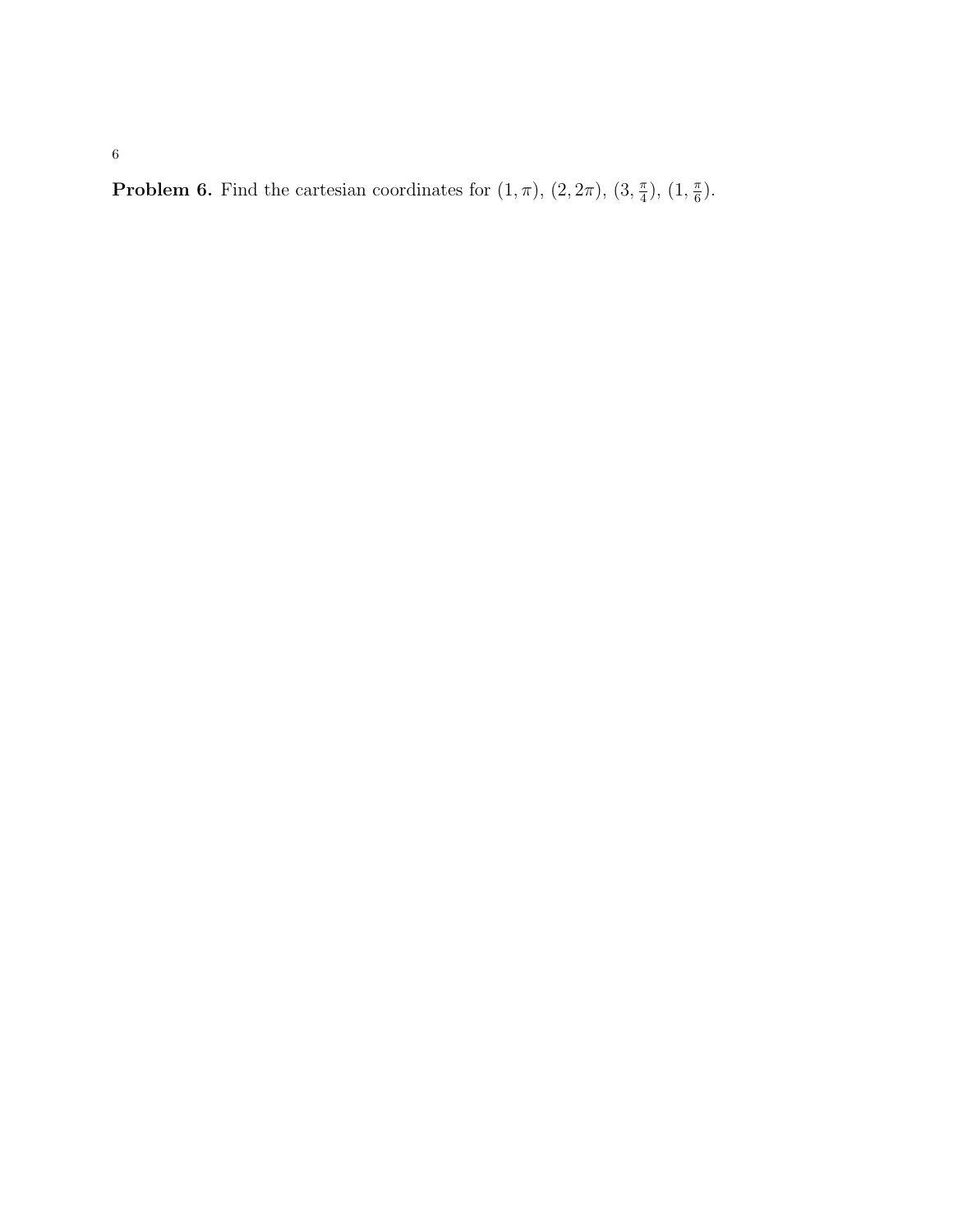**Problem 6.** Find the cartesian coordinates for $(1, \pi)$, $(2, 2\pi)$, $(3, \frac{\pi}{4})$, $(1, \frac{\pi}{6})$.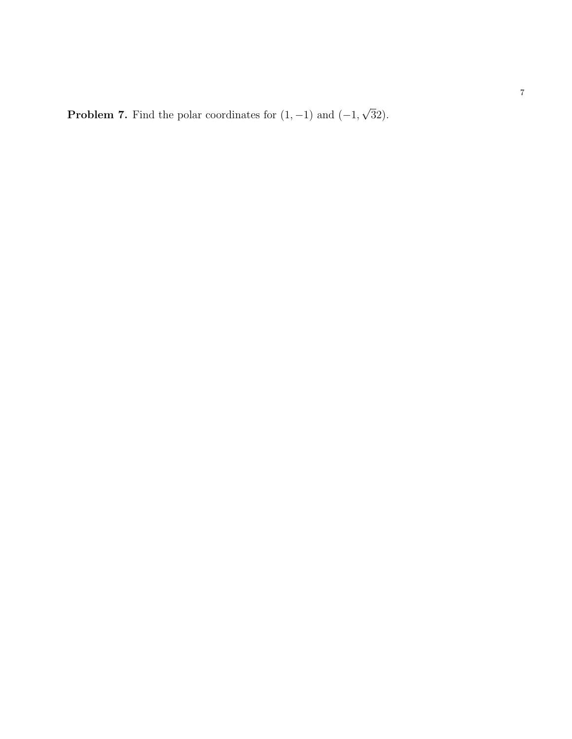**Problem 7.** Find the polar coordinates for $(1, -1)$ and $(-1, \sqrt{3}2)$.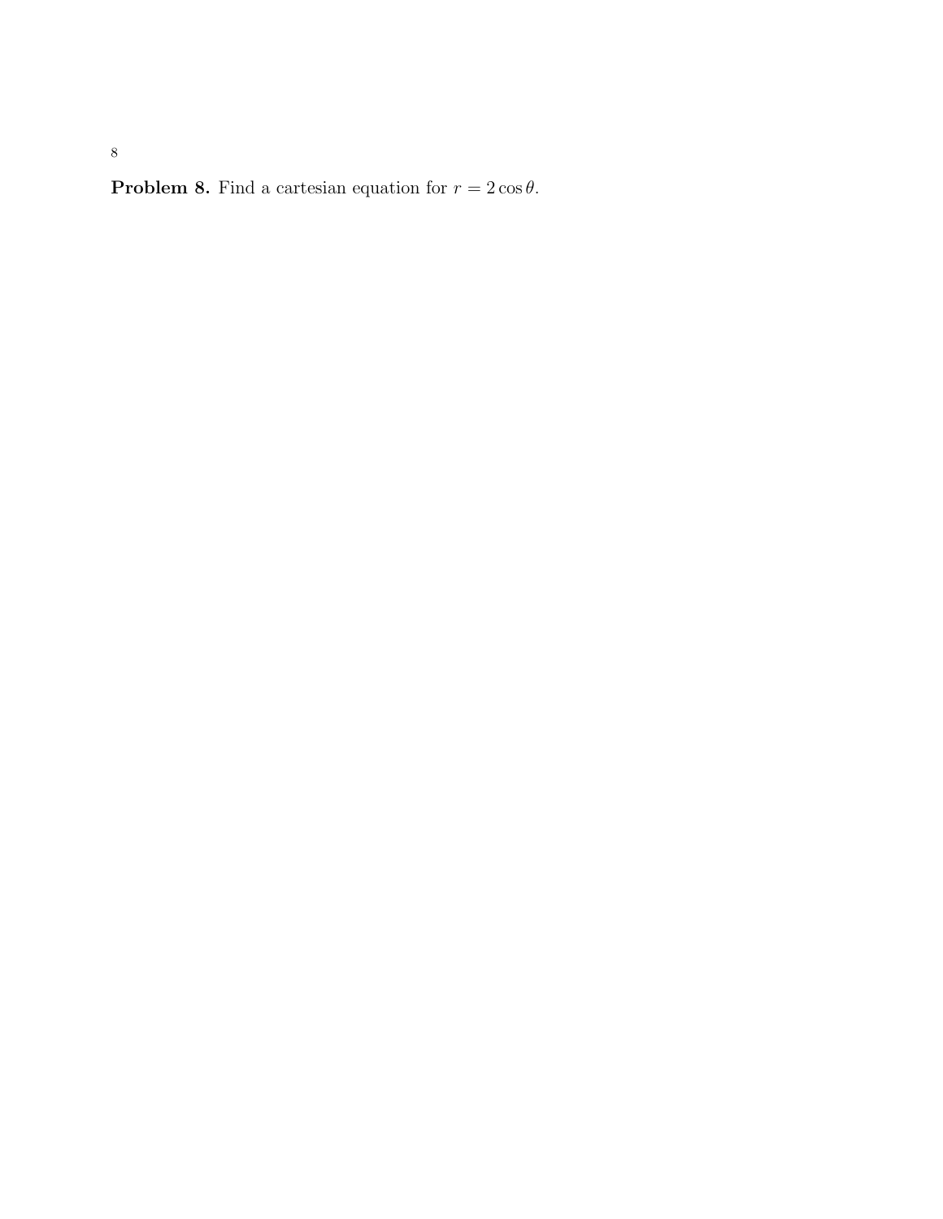**Problem 8.** Find a cartesian equation for $r = 2\cos\theta$.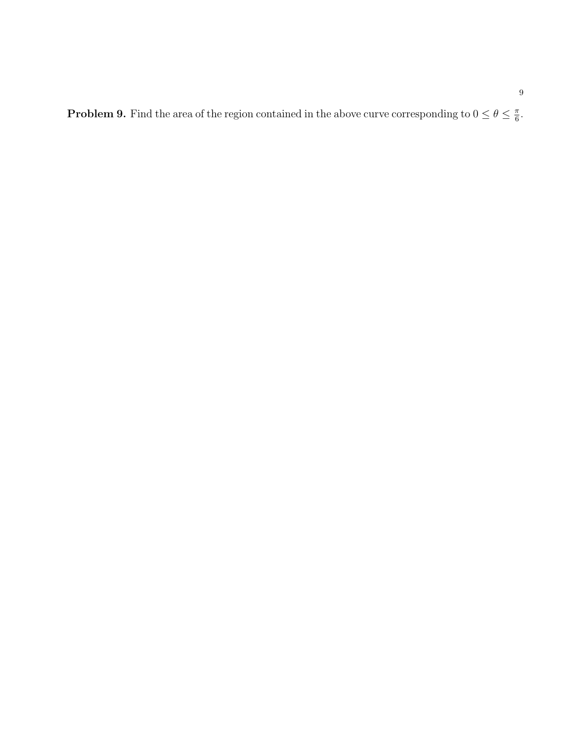**Problem 9.** Find the area of the region contained in the above curve corresponding to $0 \leq \theta \leq \frac{\pi}{6}$.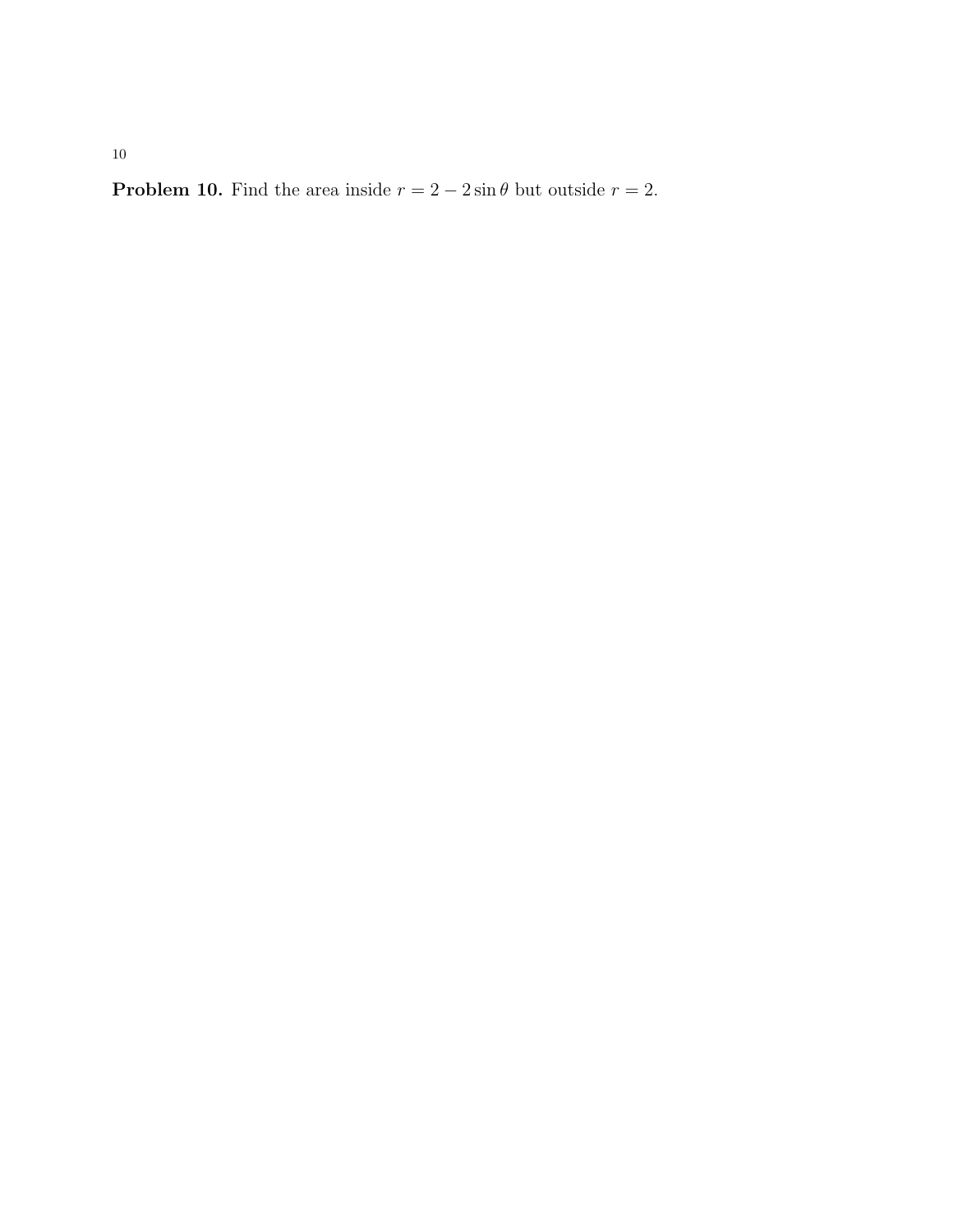**Problem 10.** Find the area inside $r = 2 - 2\sin\theta$ but outside $r = 2$.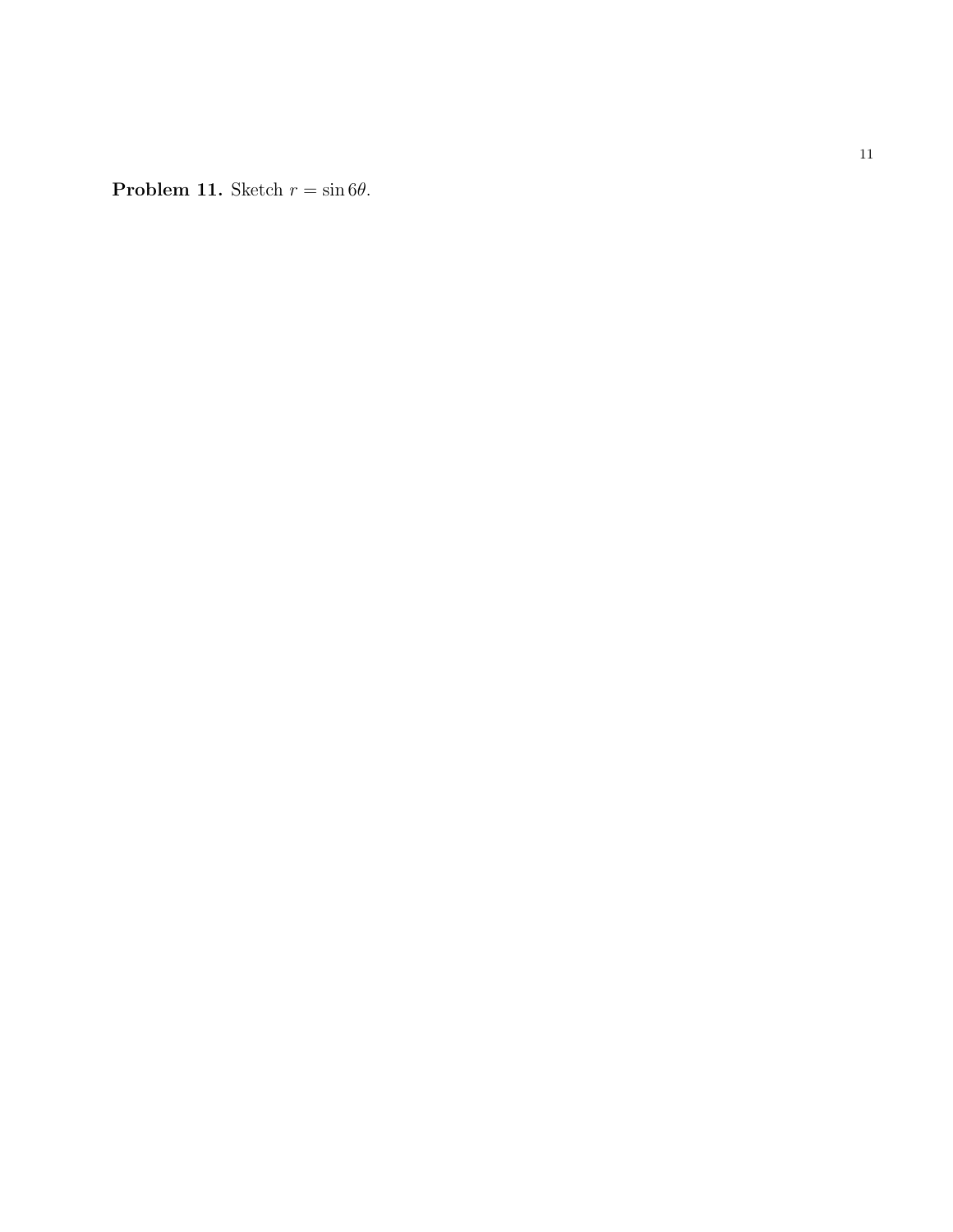**Problem 11.** Sketch $r = \sin 6\theta$.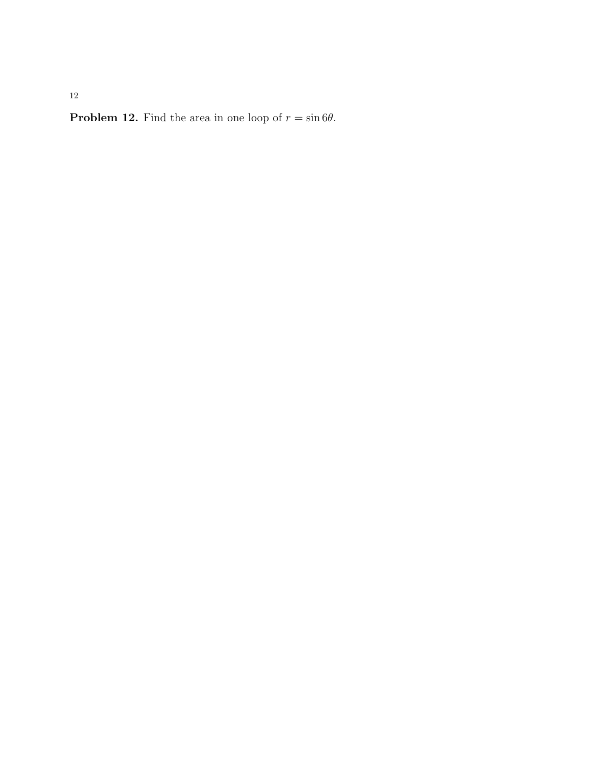**Problem 12.** Find the area in one loop of $r = \sin 6\theta$.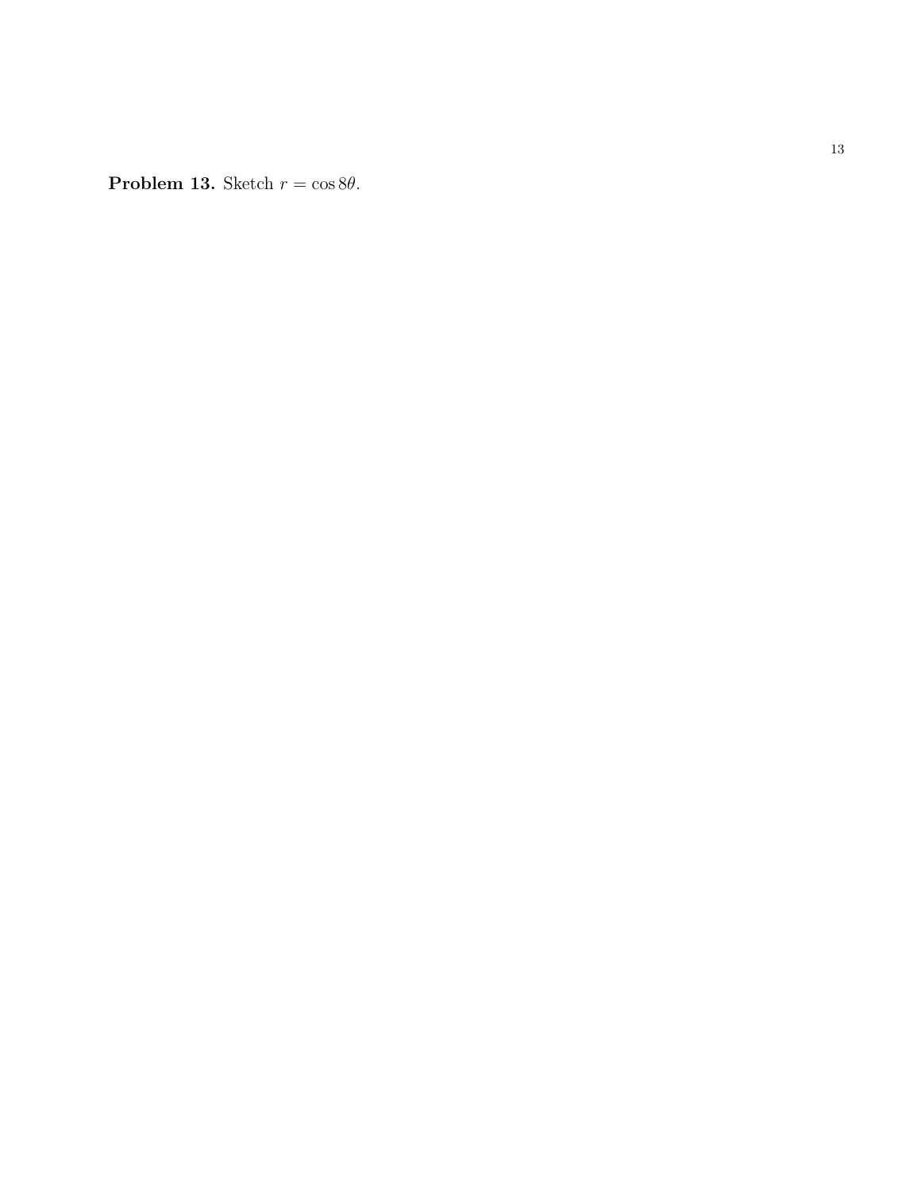**Problem 13.** Sketch $r = \cos 8\theta$.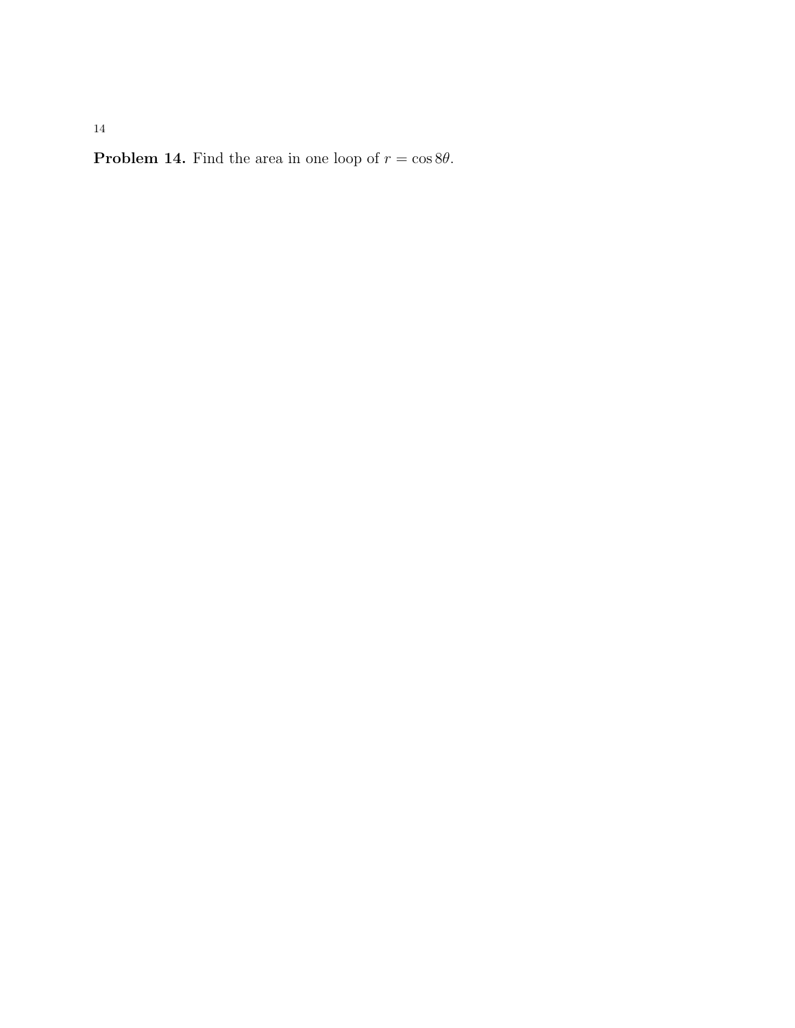**Problem 14.** Find the area in one loop of $r = \cos 8\theta$.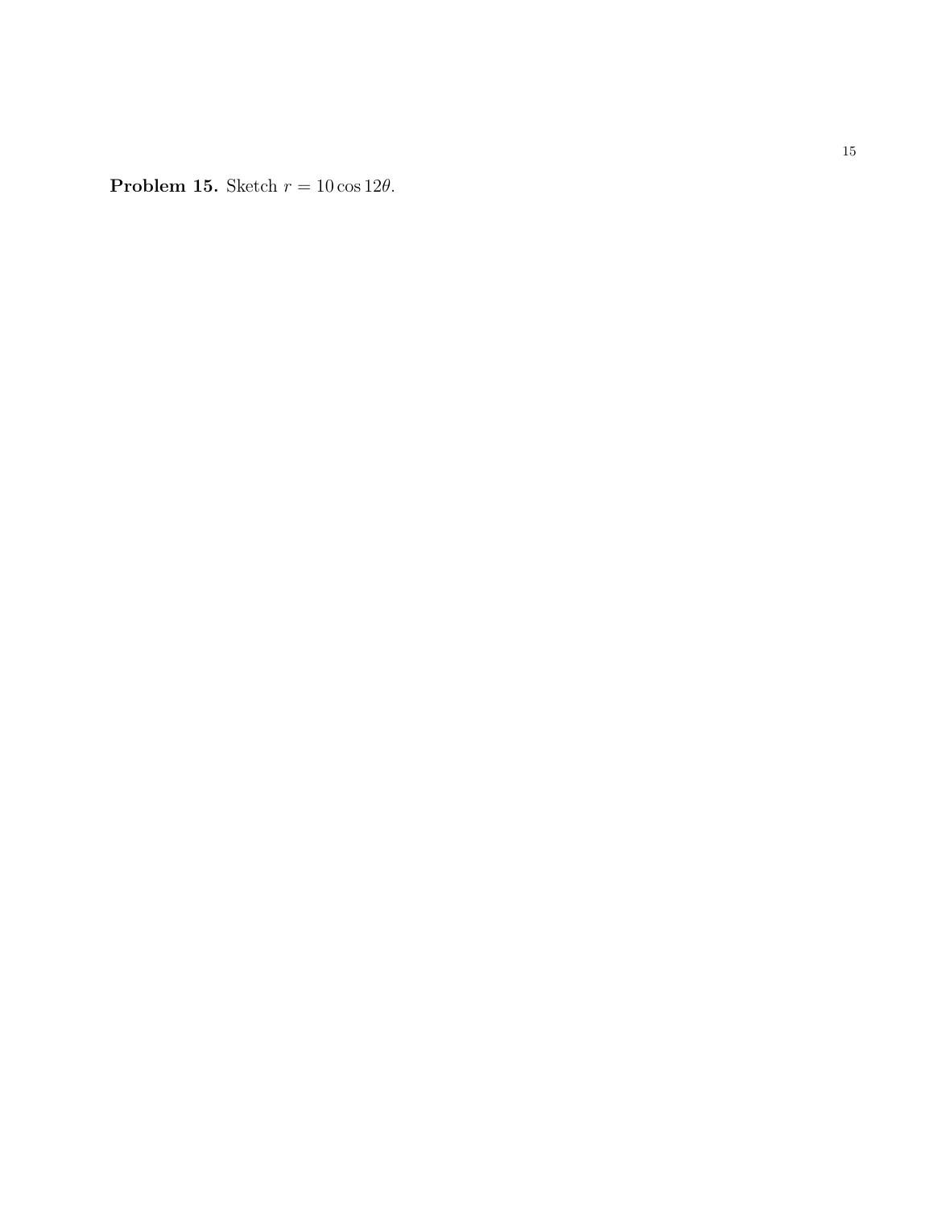**Problem 15.** Sketch $r = 10\cos 12\theta$.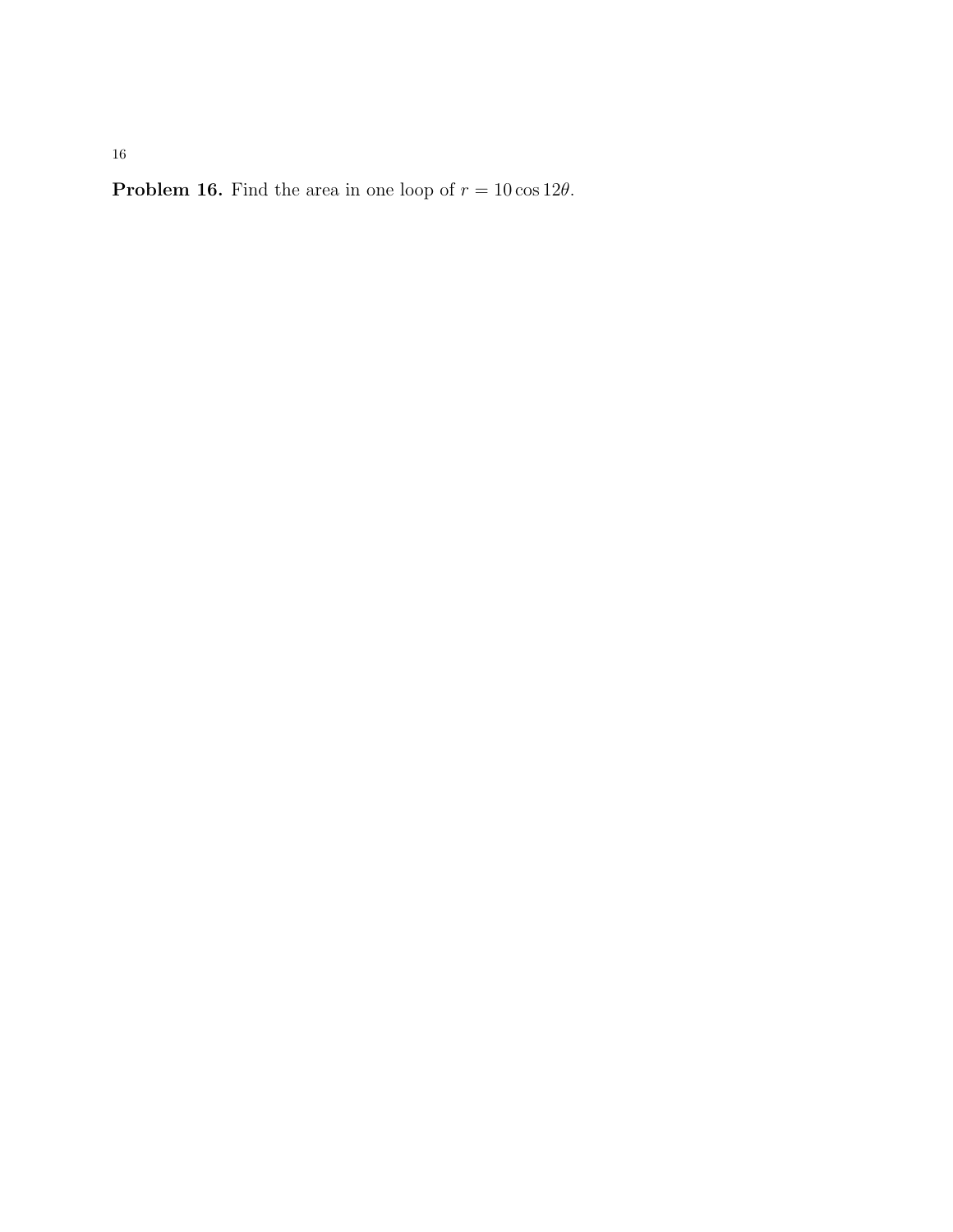**Problem 16.** Find the area in one loop of $r = 10\cos 12\theta$.